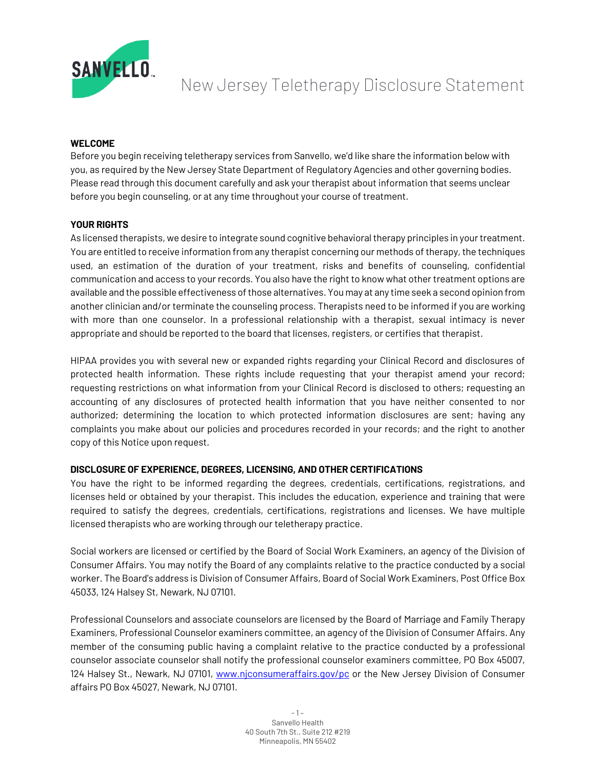# New Jersey Teletherapy Disclosure Statement

## WELCOME

Before you begin receiving teletherapy services from Sanvello, we'd like share the information below with you, as required by the New Jersey State Department of Regulatory Agencies and other governing bodies. Please read through this document carefully and ask your therapist about information that seems unclear before you begin counseling, or at any time throughout your course of treatment.

## YOUR RIGHTS

As licensed therapists, we desire to integrate sound cognitive behavioral therapy principles in your treatment. You are entitled to receive information from any therapist concerning our methods of therapy, the techniques used, an estimation of the duration of your treatment, risks and benefits of counseling, confidential communication and access to your records. You also have the right to know what other treatment options are available and the possible effectiveness of those alternatives. You may at any time seek a second opinion from another clinician and/or terminate the counseling process. Therapists need to be informed if you are working with more than one counselor. In a professional relationship with a therapist, sexual intimacy is never appropriate and should be reported to the board that licenses, registers, or certifies that therapist.

HIPAA provides you with several new or expanded rights regarding your Clinical Record and disclosures of protected health information. These rights include requesting that your therapist amend your record; requesting restrictions on what information from your Clinical Record is disclosed to others; requesting an accounting of any disclosures of protected health information that you have neither consented to nor authorized; determining the location to which protected information disclosures are sent; having any complaints you make about our policies and procedures recorded in your records; and the right to another copy of this Notice upon request.

## DISCLOSURE OF EXPERIENCE, DEGREES, LICENSING, AND OTHER CERTIFICATIONS

You have the right to be informed regarding the degrees, credentials, certifications, registrations, and licenses held or obtained by your therapist. This includes the education, experience and training that were required to satisfy the degrees, credentials, certifications, registrations and licenses. We have multiple licensed therapists who are working through our teletherapy practice.

Social workers are licensed or certified by the Board of Social Work Examiners, an agency of the Division of Consumer Affairs. You may notify the Board of any complaints relative to the practice conducted by a social worker. The Board's address is Division of Consumer Affairs, Board of Social Work Examiners, Post Office Box 45033, 124 Halsey St, Newark, NJ 07101.

Professional Counselors and associate counselors are licensed by the Board of Marriage and Family Therapy Examiners, Professional Counselor examiners committee, an agency of the Division of Consumer Affairs. Any member of the consuming public having a complaint relative to the practice conducted by a professional counselor associate counselor shall notify the professional counselor examiners committee, PO Box 45007, 124 Halsey St., Newark, NJ 07101, [www.njconsumeraffairs.gov/pc](www.njconsumeraffairs.gov/pc) or the New Jersey Division of Consumer affairs PO Box 45027, Newark, NJ 07101.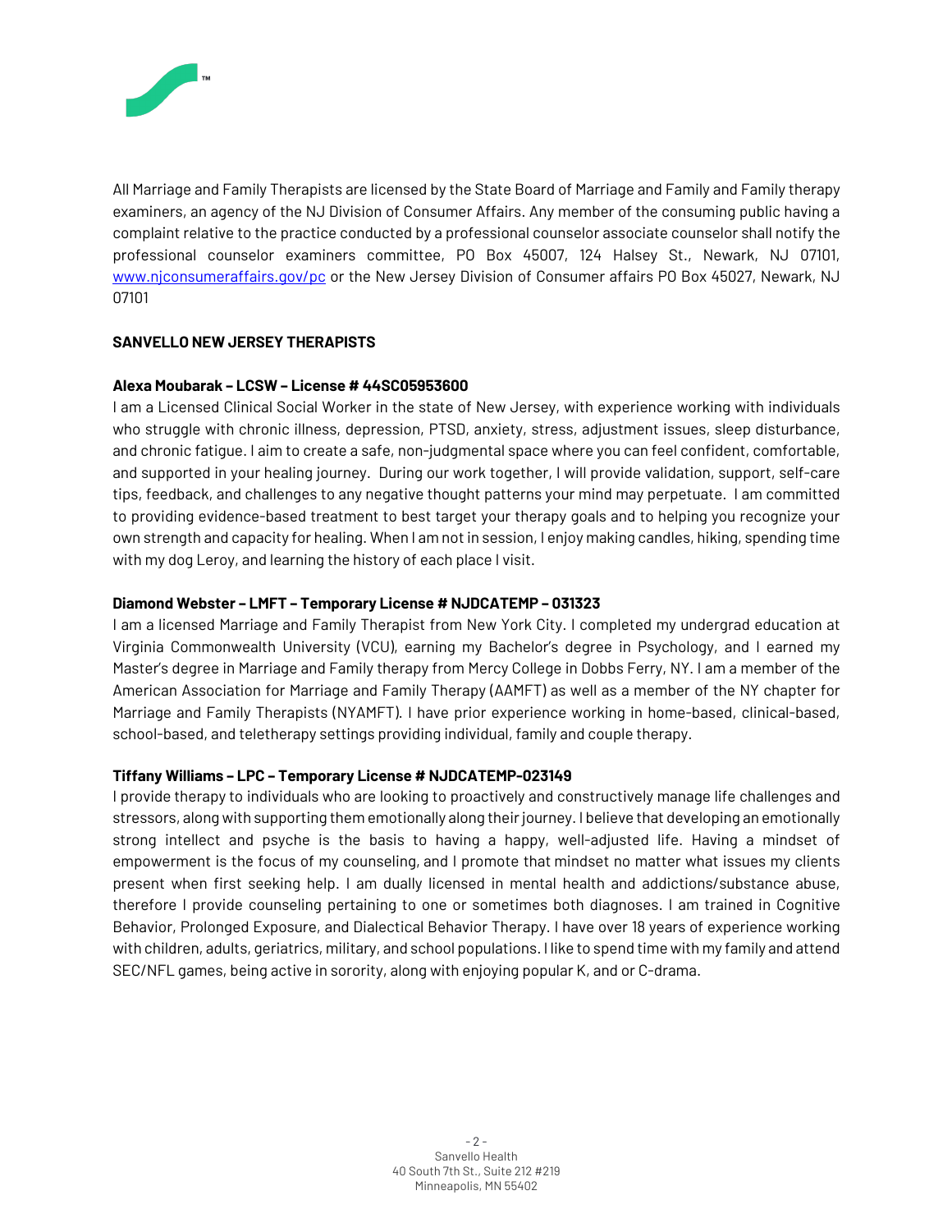All Marriage and Family Therapists are licensed by the State Board of Marriage and Family and Family therapy examiners, an agency of the NJ Division of Consumer Affairs. Any member of the consuming public having a complaint relative to the practice conducted by a professional counselor associate counselor shall notify the professional counselor examiners committee, PO Box 45007, 124 Halsey St., Newark, NJ 07101, www.njconsumeraffairs.gov/pc or the New Jersey Division of Consumer affairs PO Box 45027, Newark, NJ 07101

**SANVELLO NEW JERSEY THERAPISTS**

**Alexa Moubarak – LCSW – License # 44SC05953600**

I am a Licensed Clinical Social Worker in the state of New Jersey, with experience working with individuals who struggle with chronic illness, depression, PTSD, anxiety, stress, adjustment issues, sleep disturbance, and chronic fatigue. I aim to create a safe, non-judgmental space where you can feel confident, comfortable, and supported in your healing journey. During our work together, I will provide validation, support, self-care tips, feedback, and challenges to any negative thought patterns your mind may perpetuate. I am committed to providing evidence-based treatment to best target your therapy goals and to helping you recognize your own strength and capacity for healing. When I am not in session, I enjoy making candles, hiking, spending time with my dog Leroy, and learning the history of each place I visit.

**Diamond Webster – LMFT – Temporary License # NJDCATEMP – 031323**

I am a licensed Marriage and Family Therapist from New York City. I completed my undergrad education at Virginia Commonwealth University (VCU), earning my Bachelor's degree in Psychology, and I earned my Master's degree in Marriage and Family therapy from Mercy College in Dobbs Ferry, NY. I am a member of the American Association for Marriage and Family Therapy (AAMFT) as well as a member of the NY chapter for Marriage and Family Therapists (NYAMFT). I have prior experience working in home-based, clinical-based, school-based, and teletherapy settings providing individual, family and couple therapy.

**Tiffany Williams – LPC – Temporary License # NJDCATEMP-023149**

I provide therapy to individuals who are looking to proactively and constructively manage life challenges and stressors, along with supporting them emotionally along their journey. I believe that developing an emotionally strong intellect and psyche is the basis to having a happy, well-adjusted life. Having a mindset of empowerment is the focus of my counseling, and I promote that mindset no matter what issues my clients present when first seeking help. I am dually licensed in mental health and addictions/substance abuse, therefore I provide counseling pertaining to one or sometimes both diagnoses. I am trained in Cognitive Behavior, Prolonged Exposure, and Dialectical Behavior Therapy. I have over 18 years of experience working with children, adults, geriatrics, military, and school populations. I like to spend time with my family and attend SEC/NFL games, being active in sorority, along with enjoying popular K, and or C-drama.

Sanvello Health
40 South 7th St., Suite 212 #219
Minneapolis, MN 55402